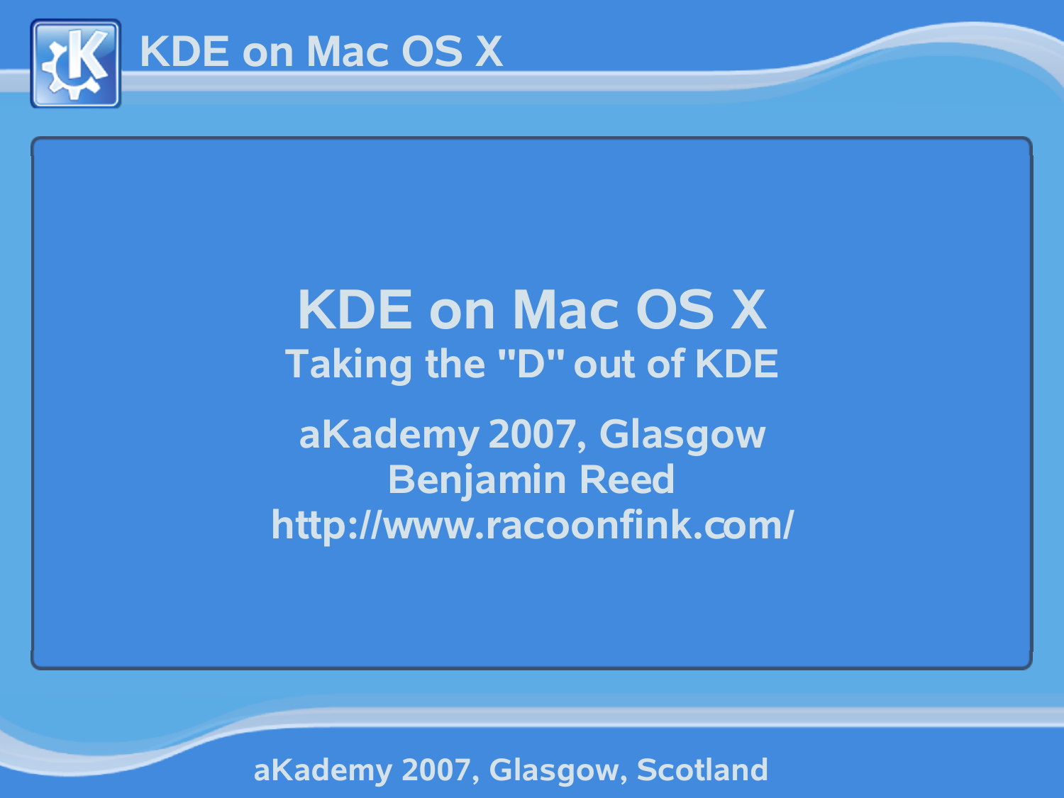# KDE on Mac OS X

## Taking the "D" out of KDE

aKademy 2007, Glasgow
Benjamin Reed
http://www.racoonfink.com/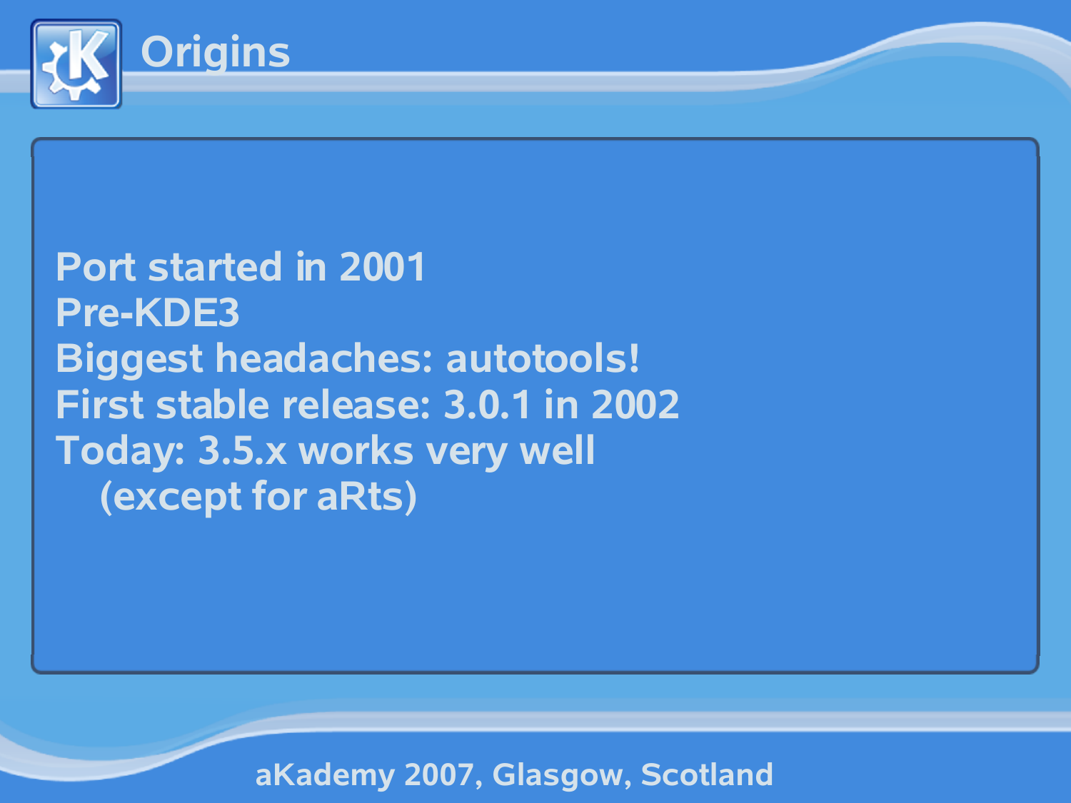# Origins

- Port started in 2001
- Pre-KDE3
- Biggest headaches: autotools!
- First stable release: 3.0.1 in 2002
- Today: 3.5.x works very well
  (except for aRts)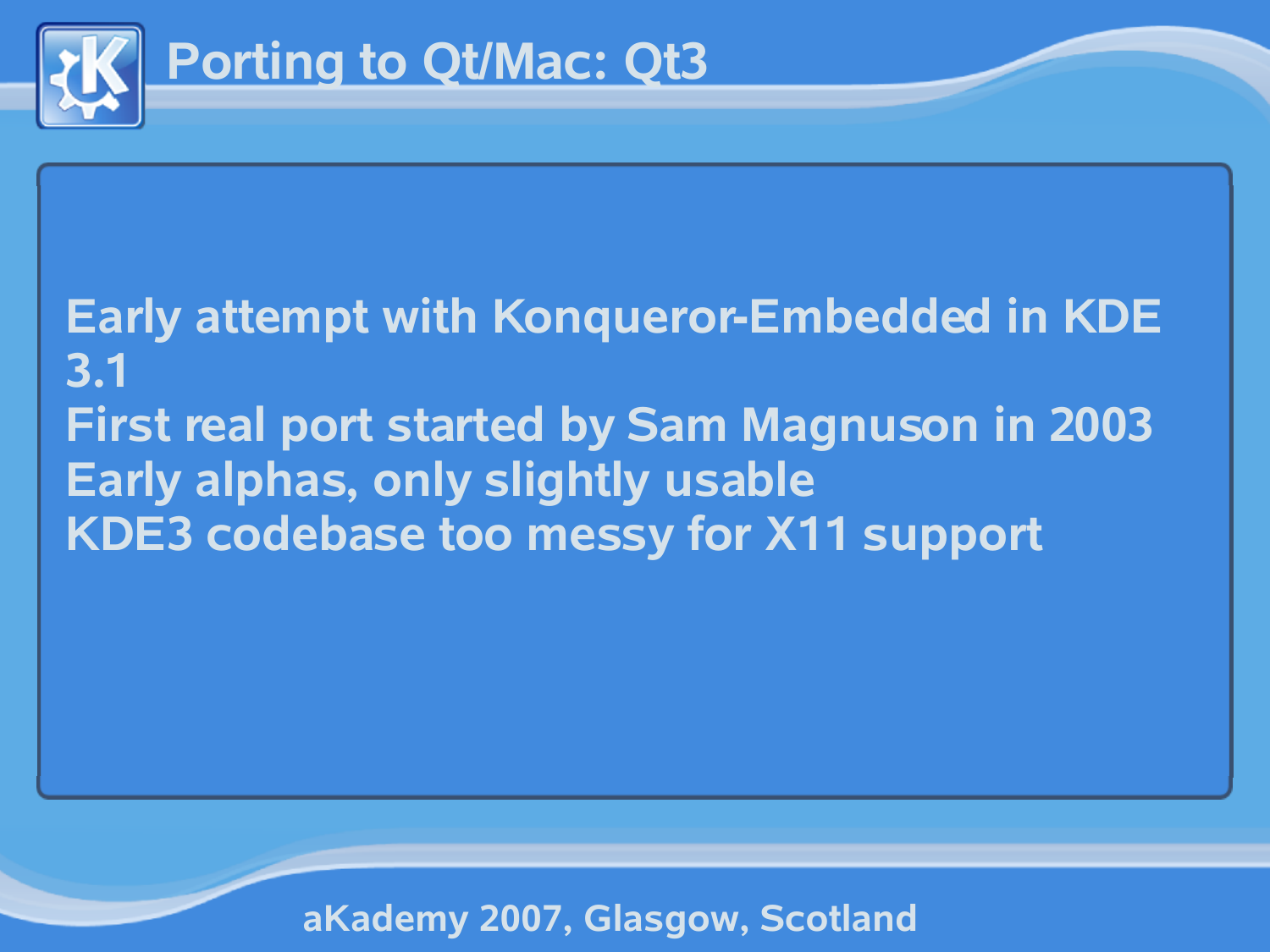# Porting to Qt/Mac: Qt3

Early attempt with Konqueror-Embedded in KDE 3.1
First real port started by Sam Magnuson in 2003
Early alphas, only slightly usable
KDE3 codebase too messy for X11 support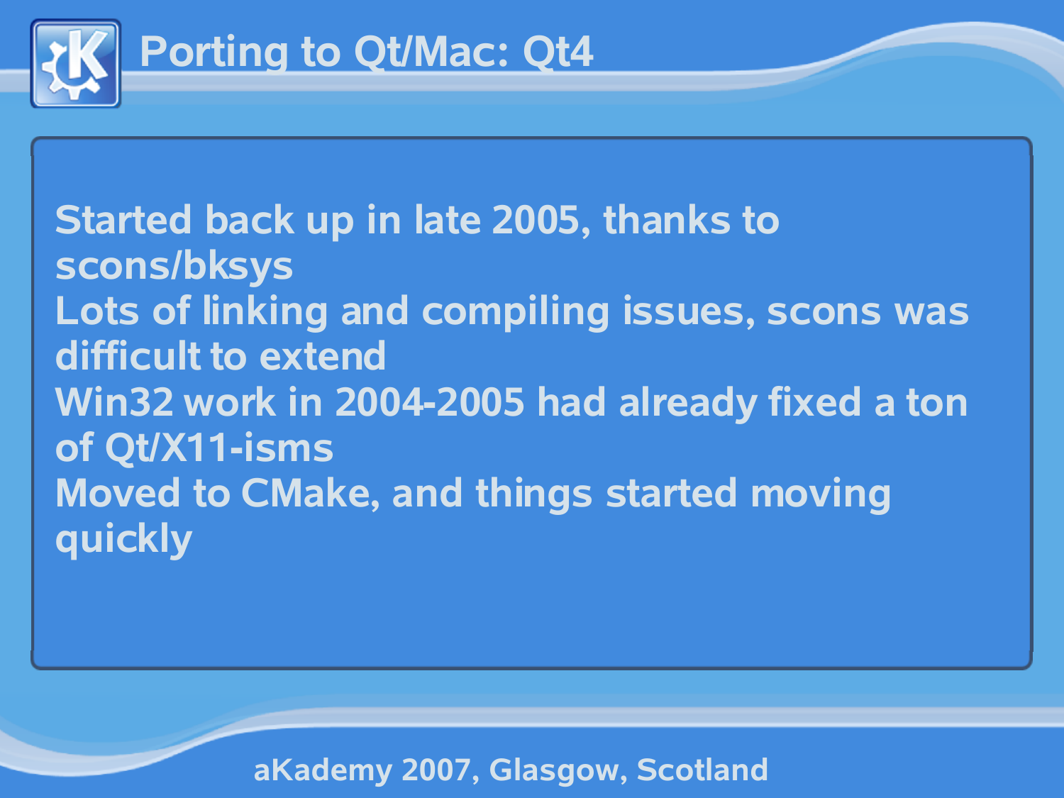# Porting to Qt/Mac: Qt4

- Started back up in late 2005, thanks to scons/bksys
- Lots of linking and compiling issues, scons was difficult to extend
- Win32 work in 2004-2005 had already fixed a ton of Qt/X11-isms
- Moved to CMake, and things started moving quickly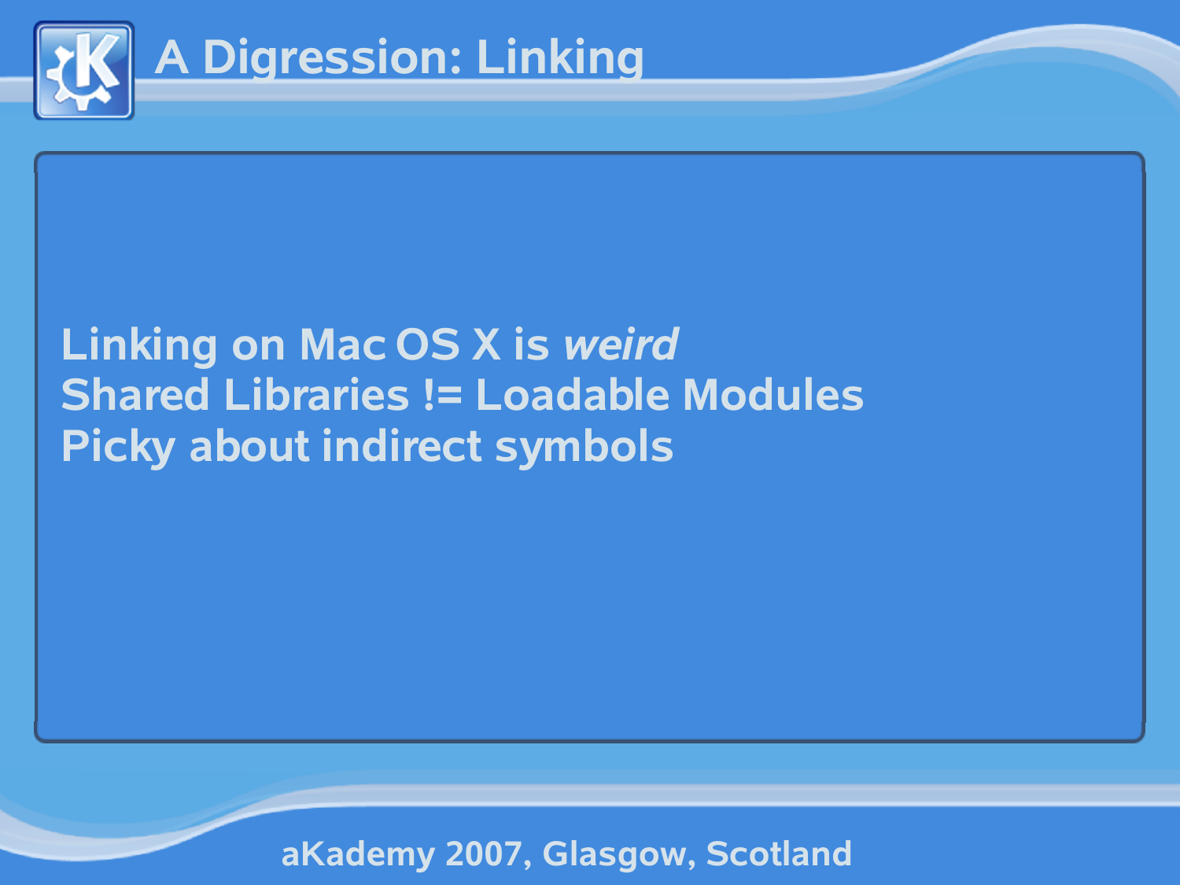# A Digression: Linking

Linking on Mac OS X is *weird*
Shared Libraries != Loadable Modules
Picky about indirect symbols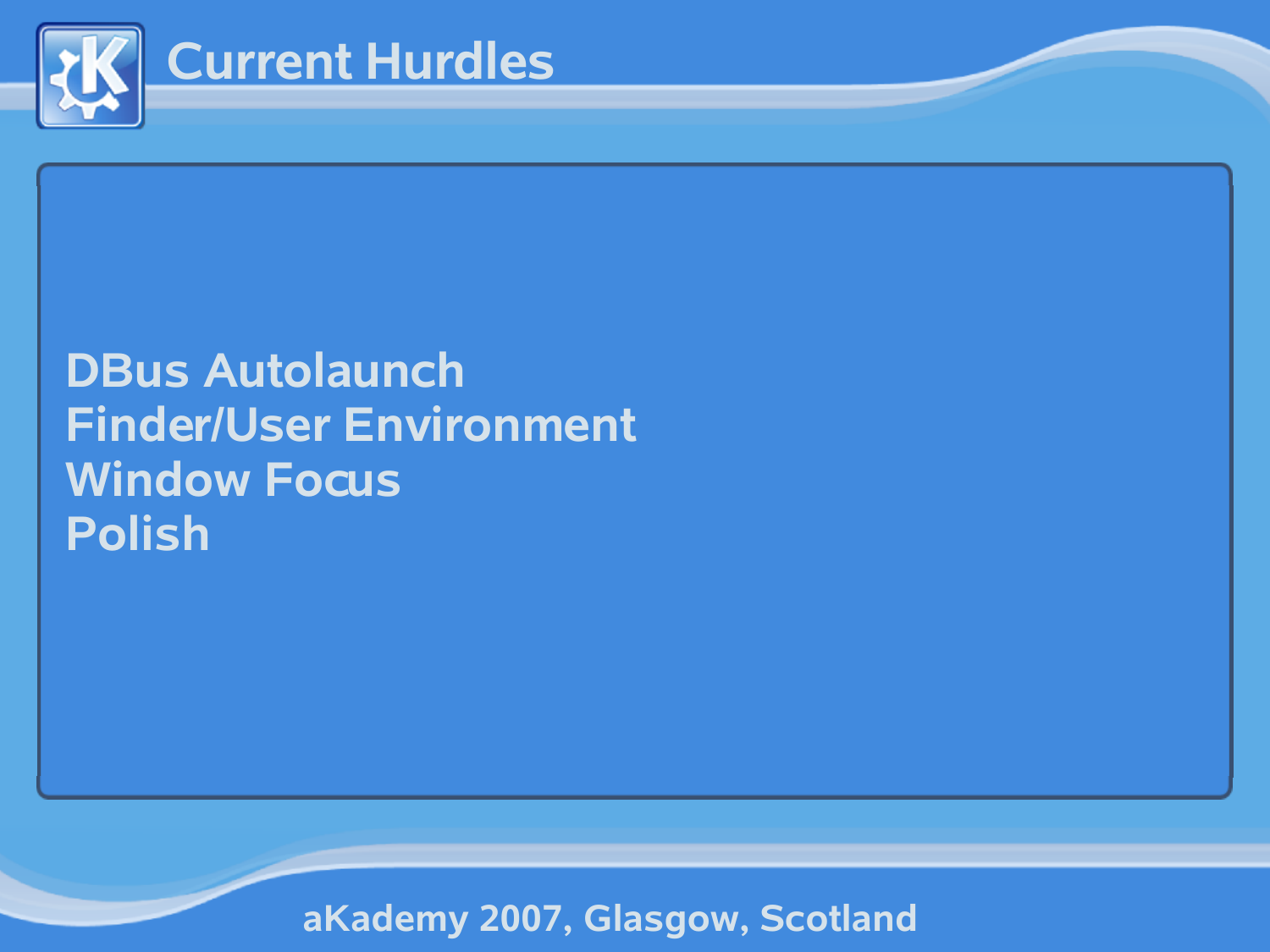# Current Hurdles

DBus Autolaunch
Finder/User Environment
Window Focus
Polish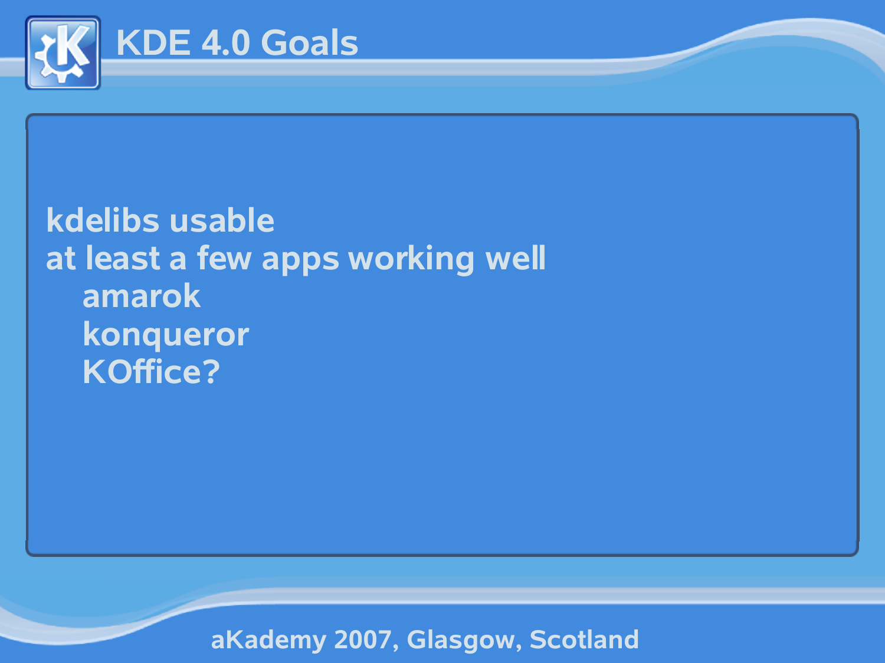# KDE 4.0 Goals

- kdelibs usable
- at least a few apps working well
    - amarok
    - konqueror
    - KOffice?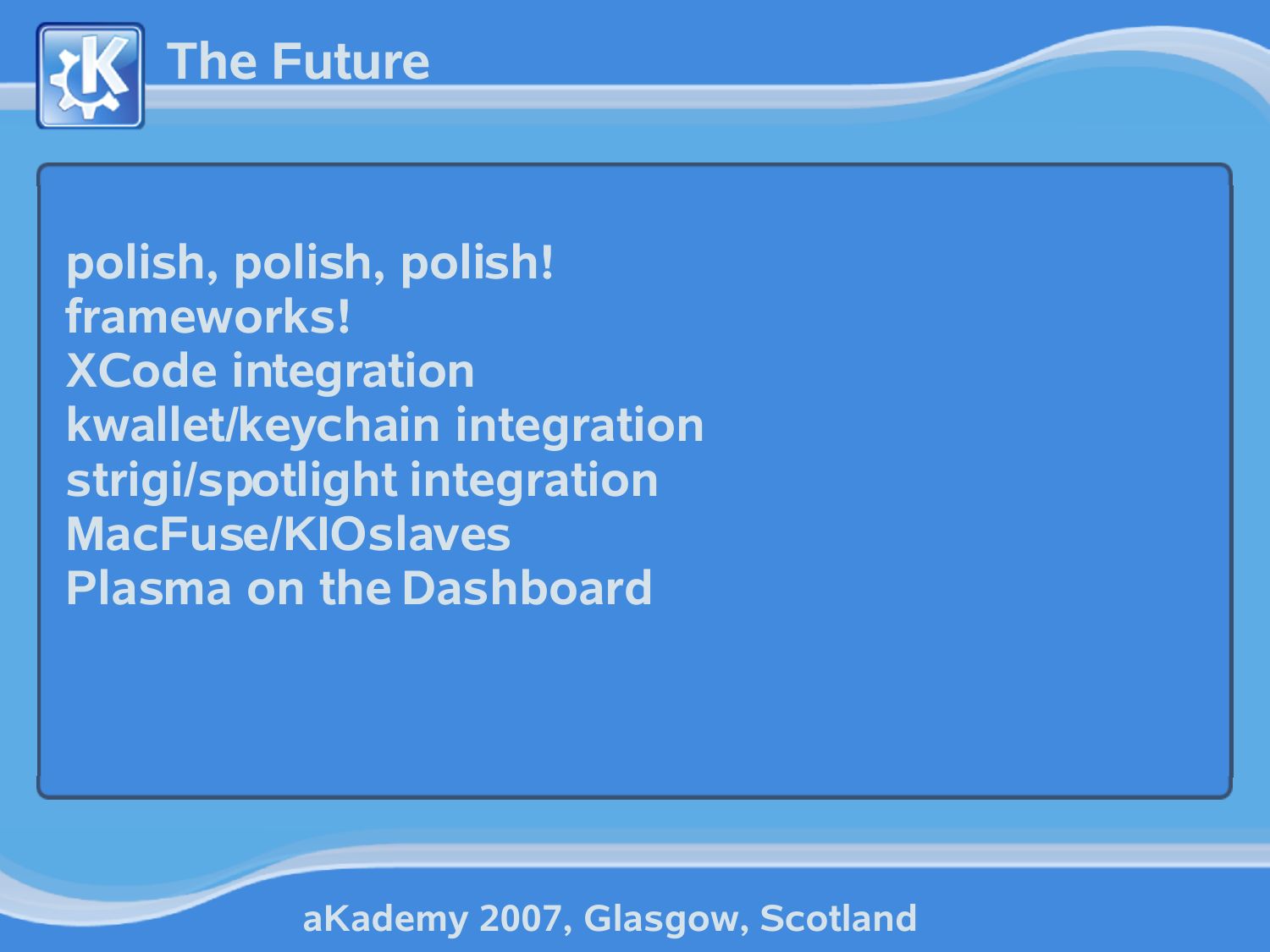# The Future

polish, polish, polish!
frameworks!
XCode integration
kwallet/keychain integration
strigi/spotlight integration
MacFuse/KIOslaves
Plasma on the Dashboard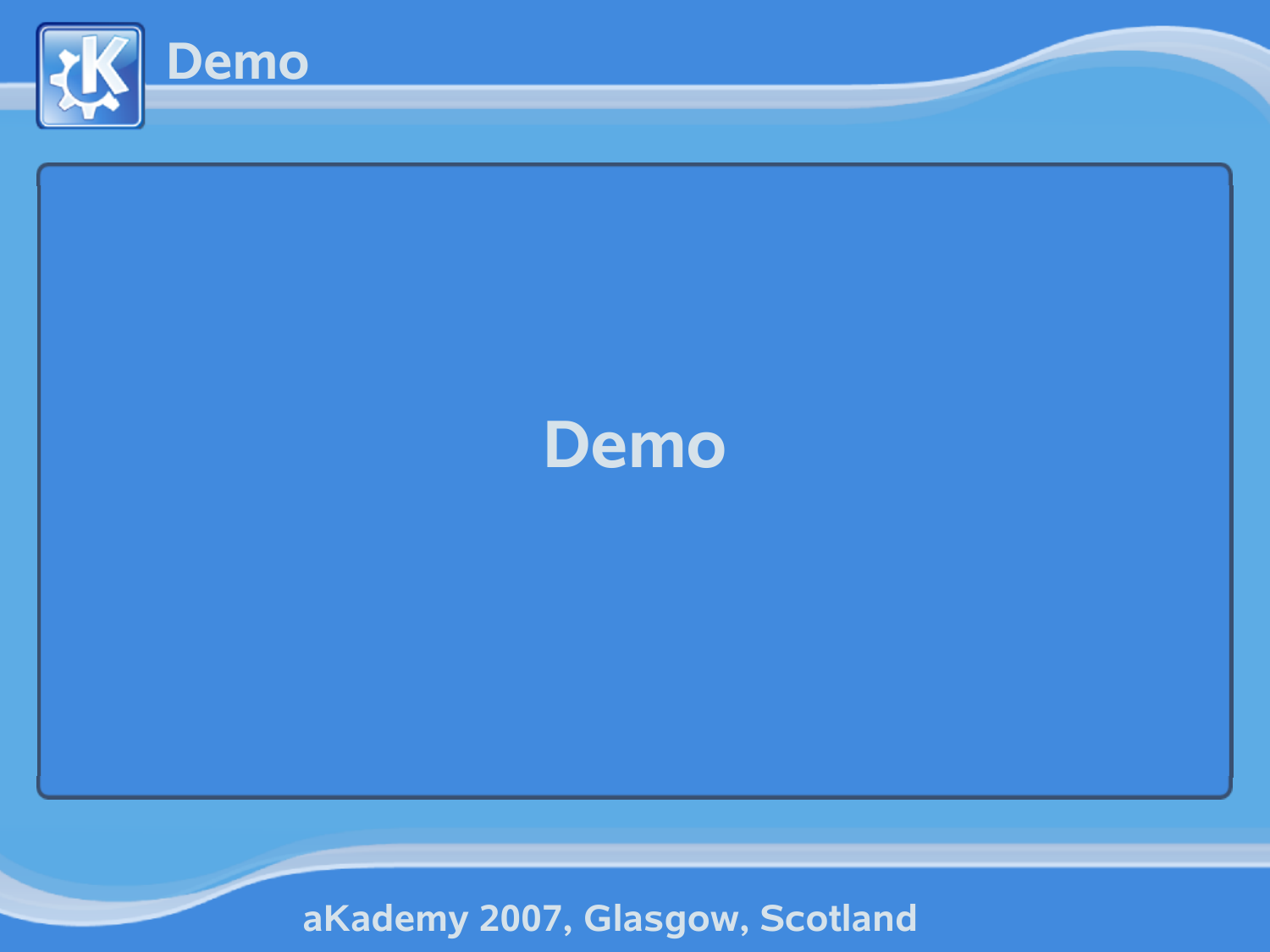# Demo

Demo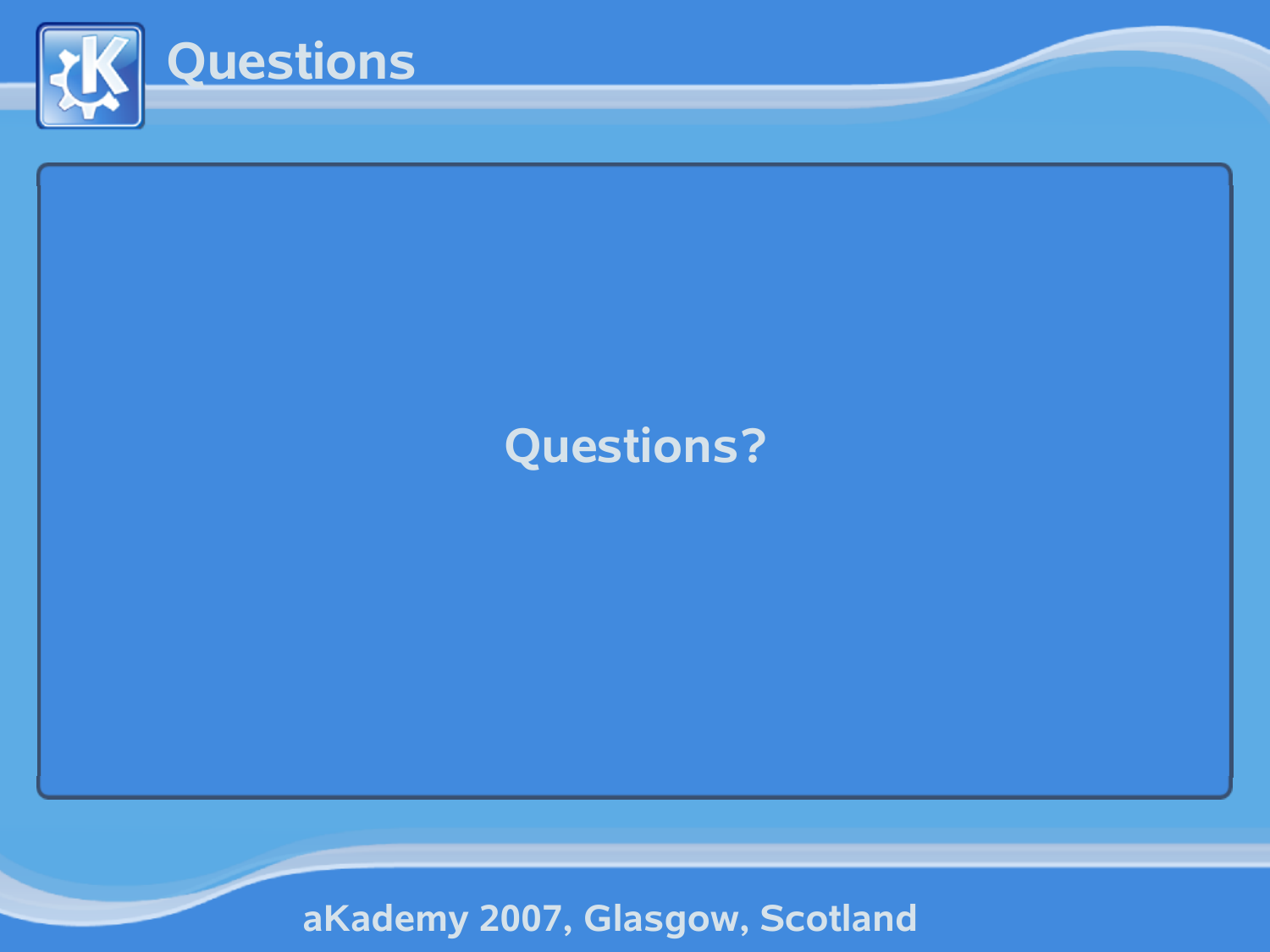# Questions

Questions?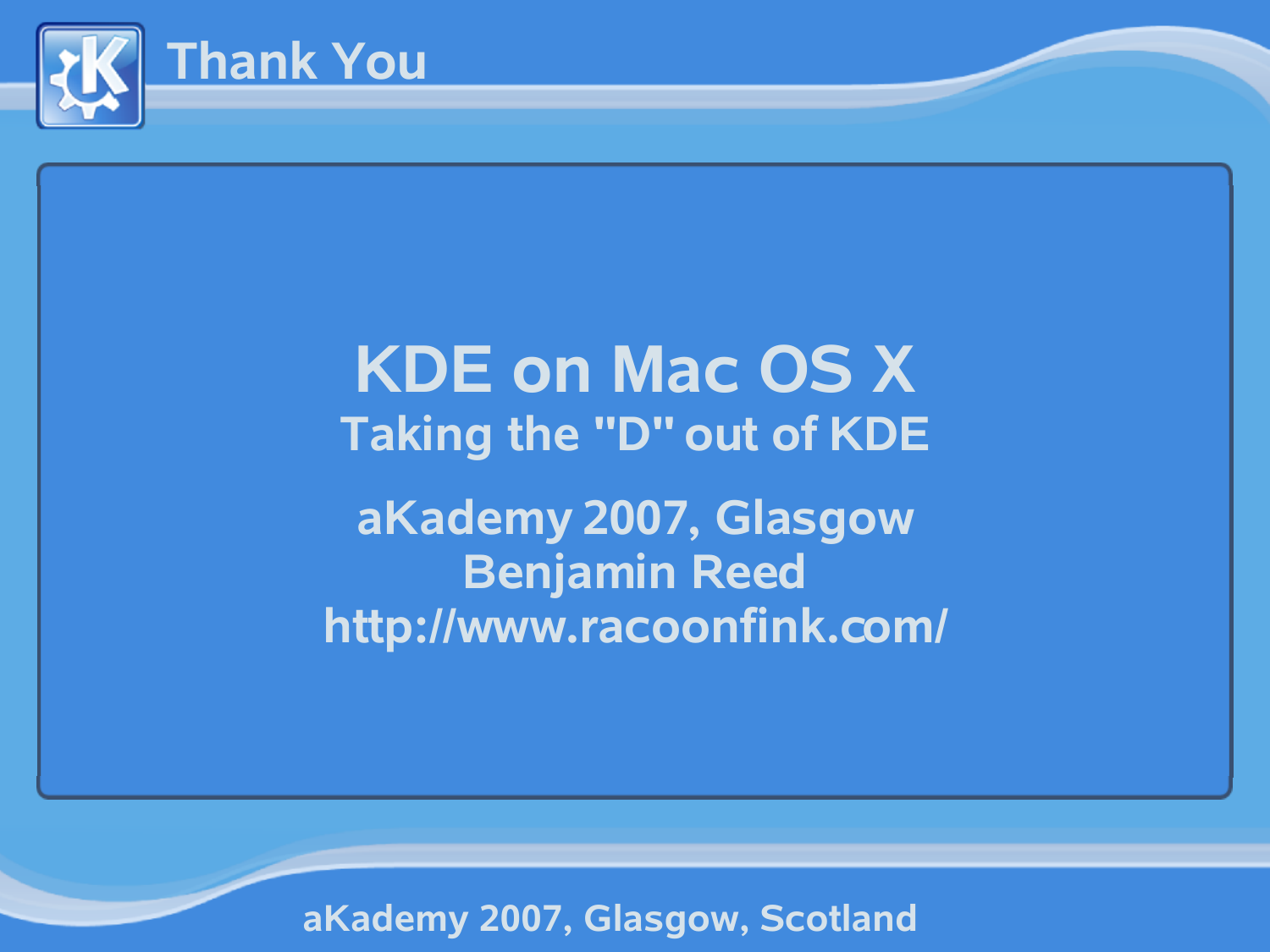# Thank You

## KDE on Mac OS X

### Taking the "D" out of KDE

aKademy 2007, Glasgow
Benjamin Reed
http://www.racoonfink.com/